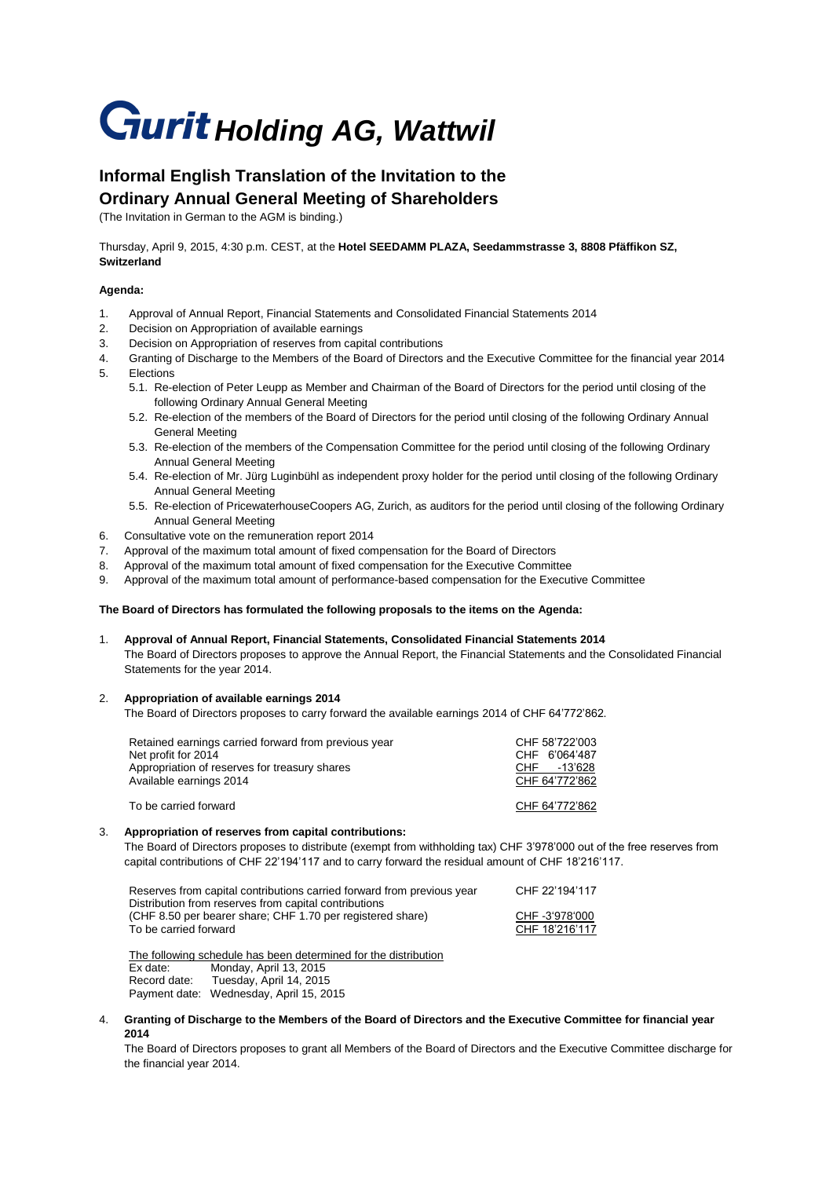# Gurit Holding AG, Wattwil

## Informal English Translation of the Invitation to the Ordinary Annual General Meeting of Shareholders

(The Invitation in German to the AGM is binding.)

Thursday, April 9, 2015, 4:30 p.m. CEST, at the **Hotel SEEDAMM PLAZA, Seedammstrasse 3, 8808 Pfäffikon SZ, Switzerland**

**Agenda:**

1. Approval of Annual Report, Financial Statements and Consolidated Financial Statements 2014
2. Decision on Appropriation of available earnings
3. Decision on Appropriation of reserves from capital contributions
4. Granting of Discharge to the Members of the Board of Directors and the Executive Committee for the financial year 2014
5. Elections
   - 5.1. Re-election of Peter Leupp as Member and Chairman of the Board of Directors for the period until closing of the following Ordinary Annual General Meeting
   - 5.2. Re-election of the members of the Board of Directors for the period until closing of the following Ordinary Annual General Meeting
   - 5.3. Re-election of the members of the Compensation Committee for the period until closing of the following Ordinary Annual General Meeting
   - 5.4. Re-election of Mr. Jürg Luginbühl as independent proxy holder for the period until closing of the following Ordinary Annual General Meeting
   - 5.5. Re-election of PricewaterhouseCoopers AG, Zurich, as auditors for the period until closing of the following Ordinary Annual General Meeting
6. Consultative vote on the remuneration report 2014
7. Approval of the maximum total amount of fixed compensation for the Board of Directors
8. Approval of the maximum total amount of fixed compensation for the Executive Committee
9. Approval of the maximum total amount of performance-based compensation for the Executive Committee

**The Board of Directors has formulated the following proposals to the items on the Agenda:**

1. **Approval of Annual Report, Financial Statements, Consolidated Financial Statements 2014**
   The Board of Directors proposes to approve the Annual Report, the Financial Statements and the Consolidated Financial Statements for the year 2014.

2. **Appropriation of available earnings 2014**
   The Board of Directors proposes to carry forward the available earnings 2014 of CHF 64'772'862.

| | |
|---|---|
| Retained earnings carried forward from previous year | CHF 58'722'003 |
| Net profit for 2014 | CHF 6'064'487 |
| Appropriation of reserves for treasury shares | CHF -13'628 |
| Available earnings 2014 | CHF 64'772'862 |
| To be carried forward | CHF 64'772'862 |

3. **Appropriation of reserves from capital contributions:**
   The Board of Directors proposes to distribute (exempt from withholding tax) CHF 3'978'000 out of the free reserves from capital contributions of CHF 22'194'117 and to carry forward the residual amount of CHF 18'216'117.

| | |
|---|---|
| Reserves from capital contributions carried forward from previous year | CHF 22'194'117 |
| Distribution from reserves from capital contributions (CHF 8.50 per bearer share; CHF 1.70 per registered share) | CHF -3'978'000 |
| To be carried forward | CHF 18'216'117 |

The following schedule has been determined for the distribution
Ex date: Monday, April 13, 2015
Record date: Tuesday, April 14, 2015
Payment date: Wednesday, April 15, 2015

4. **Granting of Discharge to the Members of the Board of Directors and the Executive Committee for financial year 2014**
   The Board of Directors proposes to grant all Members of the Board of Directors and the Executive Committee discharge for the financial year 2014.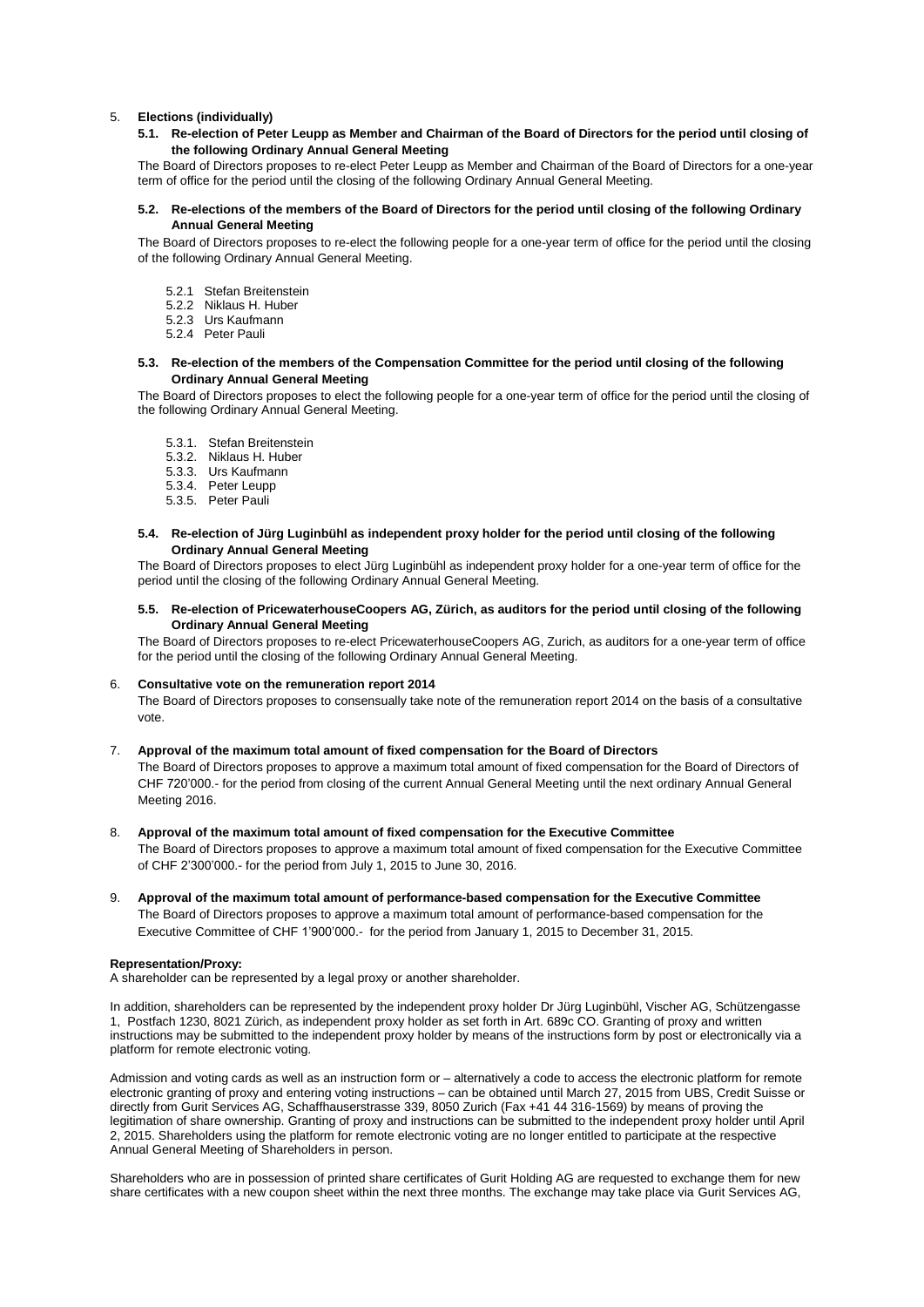5. **Elections (individually)**

**5.1. Re-election of Peter Leupp as Member and Chairman of the Board of Directors for the period until closing of the following Ordinary Annual General Meeting**

The Board of Directors proposes to re-elect Peter Leupp as Member and Chairman of the Board of Directors for a one-year term of office for the period until the closing of the following Ordinary Annual General Meeting.

**5.2. Re-elections of the members of the Board of Directors for the period until closing of the following Ordinary Annual General Meeting**

The Board of Directors proposes to re-elect the following people for a one-year term of office for the period until the closing of the following Ordinary Annual General Meeting.

- 5.2.1 Stefan Breitenstein
- 5.2.2 Niklaus H. Huber
- 5.2.3 Urs Kaufmann
- 5.2.4 Peter Pauli

**5.3. Re-election of the members of the Compensation Committee for the period until closing of the following Ordinary Annual General Meeting**

The Board of Directors proposes to elect the following people for a one-year term of office for the period until the closing of the following Ordinary Annual General Meeting.

- 5.3.1. Stefan Breitenstein
- 5.3.2. Niklaus H. Huber
- 5.3.3. Urs Kaufmann
- 5.3.4. Peter Leupp
- 5.3.5. Peter Pauli

**5.4. Re-election of Jürg Luginbühl as independent proxy holder for the period until closing of the following Ordinary Annual General Meeting**

The Board of Directors proposes to elect Jürg Luginbühl as independent proxy holder for a one-year term of office for the period until the closing of the following Ordinary Annual General Meeting.

**5.5. Re-election of PricewaterhouseCoopers AG, Zürich, as auditors for the period until closing of the following Ordinary Annual General Meeting**

The Board of Directors proposes to re-elect PricewaterhouseCoopers AG, Zurich, as auditors for a one-year term of office for the period until the closing of the following Ordinary Annual General Meeting.

6. **Consultative vote on the remuneration report 2014**

The Board of Directors proposes to consensually take note of the remuneration report 2014 on the basis of a consultative vote.

7. **Approval of the maximum total amount of fixed compensation for the Board of Directors**

The Board of Directors proposes to approve a maximum total amount of fixed compensation for the Board of Directors of CHF 720'000.- for the period from closing of the current Annual General Meeting until the next ordinary Annual General Meeting 2016.

8. **Approval of the maximum total amount of fixed compensation for the Executive Committee**

The Board of Directors proposes to approve a maximum total amount of fixed compensation for the Executive Committee of CHF 2'300'000.- for the period from July 1, 2015 to June 30, 2016.

9. **Approval of the maximum total amount of performance-based compensation for the Executive Committee**

The Board of Directors proposes to approve a maximum total amount of performance-based compensation for the Executive Committee of CHF 1'900'000.- for the period from January 1, 2015 to December 31, 2015.

**Representation/Proxy:**

A shareholder can be represented by a legal proxy or another shareholder.

In addition, shareholders can be represented by the independent proxy holder Dr Jürg Luginbühl, Vischer AG, Schützengasse 1, Postfach 1230, 8021 Zürich, as independent proxy holder as set forth in Art. 689c CO. Granting of proxy and written instructions may be submitted to the independent proxy holder by means of the instructions form by post or electronically via a platform for remote electronic voting.

Admission and voting cards as well as an instruction form or – alternatively a code to access the electronic platform for remote electronic granting of proxy and entering voting instructions – can be obtained until March 27, 2015 from UBS, Credit Suisse or directly from Gurit Services AG, Schaffhauserstrasse 339, 8050 Zurich (Fax +41 44 316-1569) by means of proving the legitimation of share ownership. Granting of proxy and instructions can be submitted to the independent proxy holder until April 2, 2015. Shareholders using the platform for remote electronic voting are no longer entitled to participate at the respective Annual General Meeting of Shareholders in person.

Shareholders who are in possession of printed share certificates of Gurit Holding AG are requested to exchange them for new share certificates with a new coupon sheet within the next three months. The exchange may take place via Gurit Services AG,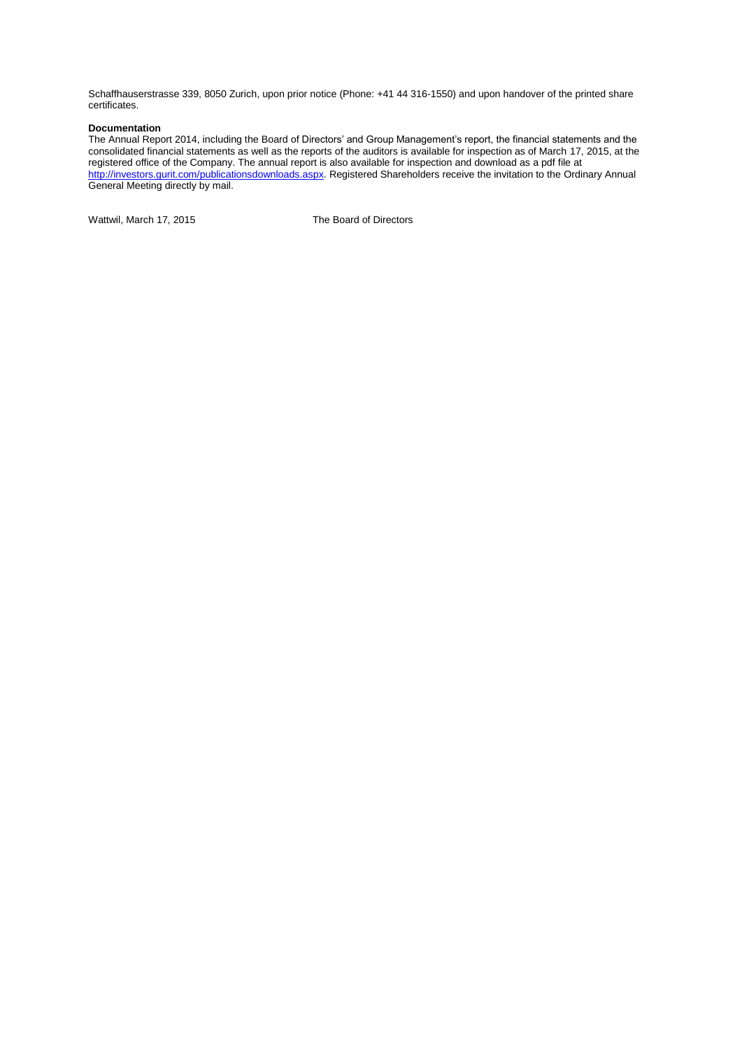Schaffhauserstrasse 339, 8050 Zurich, upon prior notice (Phone: +41 44 316-1550) and upon handover of the printed share certificates.

**Documentation**

The Annual Report 2014, including the Board of Directors' and Group Management's report, the financial statements and the consolidated financial statements as well as the reports of the auditors is available for inspection as of March 17, 2015, at the registered office of the Company. The annual report is also available for inspection and download as a pdf file at http://investors.gurit.com/publicationsdownloads.aspx. Registered Shareholders receive the invitation to the Ordinary Annual General Meeting directly by mail.

Wattwil, March 17, 2015 The Board of Directors